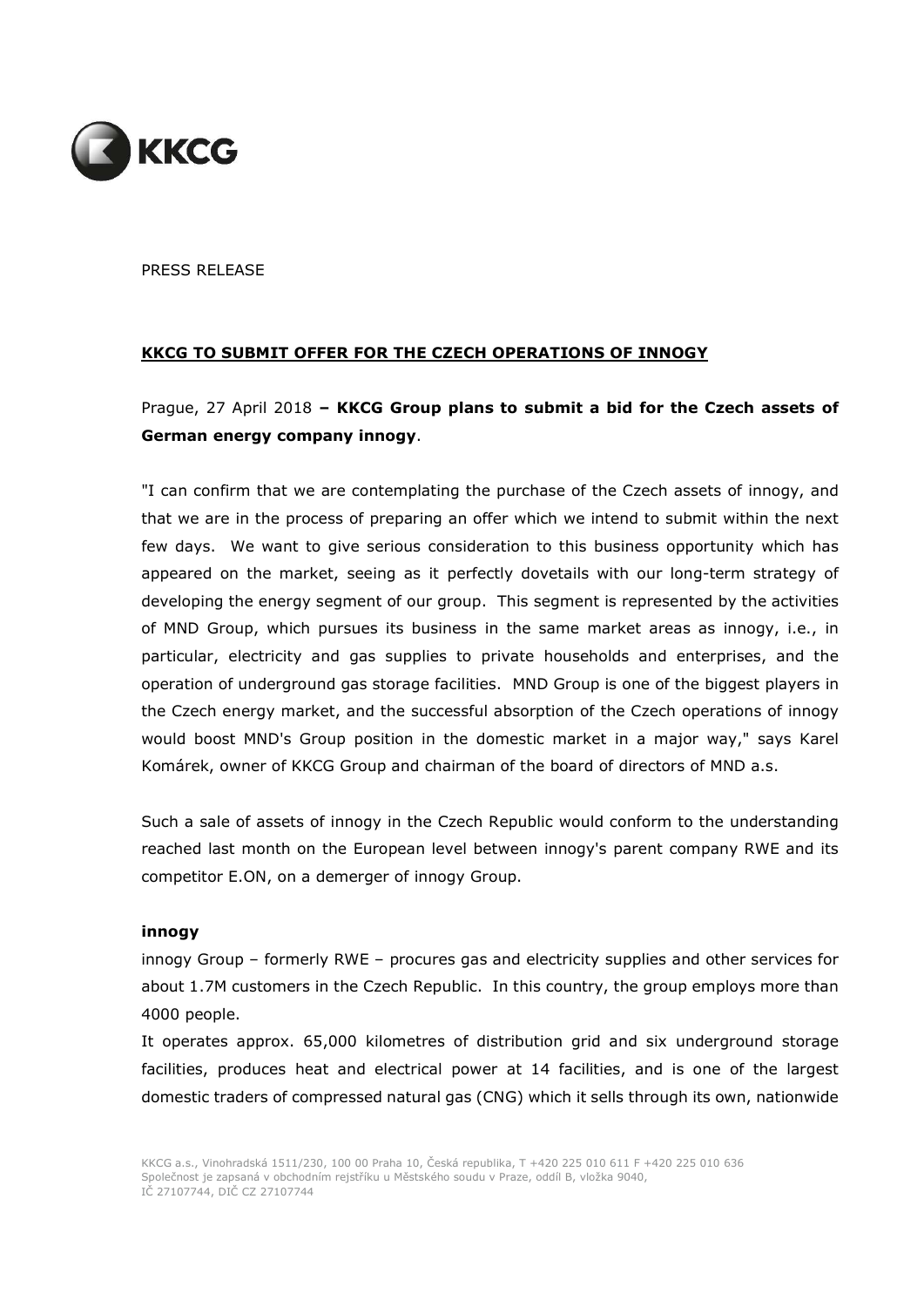PRESS RELEASE

**KKCG TO SUBMIT OFFER FOR THE CZECH OPERATIONS OF INNOGY**

Prague, 27 April 2018 **– KKCG Group plans to submit a bid for the Czech assets of German energy company innogy**.

"I can confirm that we are contemplating the purchase of the Czech assets of innogy, and that we are in the process of preparing an offer which we intend to submit within the next few days. We want to give serious consideration to this business opportunity which has appeared on the market, seeing as it perfectly dovetails with our long-term strategy of developing the energy segment of our group. This segment is represented by the activities of MND Group, which pursues its business in the same market areas as innogy, i.e., in particular, electricity and gas supplies to private households and enterprises, and the operation of underground gas storage facilities. MND Group is one of the biggest players in the Czech energy market, and the successful absorption of the Czech operations of innogy would boost MND's Group position in the domestic market in a major way," says Karel Komárek, owner of KKCG Group and chairman of the board of directors of MND a.s.

Such a sale of assets of innogy in the Czech Republic would conform to the understanding reached last month on the European level between innogy's parent company RWE and its competitor E.ON, on a demerger of innogy Group.

**innogy**

innogy Group – formerly RWE – procures gas and electricity supplies and other services for about 1.7M customers in the Czech Republic. In this country, the group employs more than 4000 people.

It operates approx. 65,000 kilometres of distribution grid and six underground storage facilities, produces heat and electrical power at 14 facilities, and is one of the largest domestic traders of compressed natural gas (CNG) which it sells through its own, nationwide

KKCG a.s., Vinohradská 1511/230, 100 00 Praha 10, Česká republika, T +420 225 010 611 F +420 225 010 636
Společnost je zapsaná v obchodním rejstříku u Městského soudu v Praze, oddíl B, vložka 9040,
IČ 27107744, DIČ CZ 27107744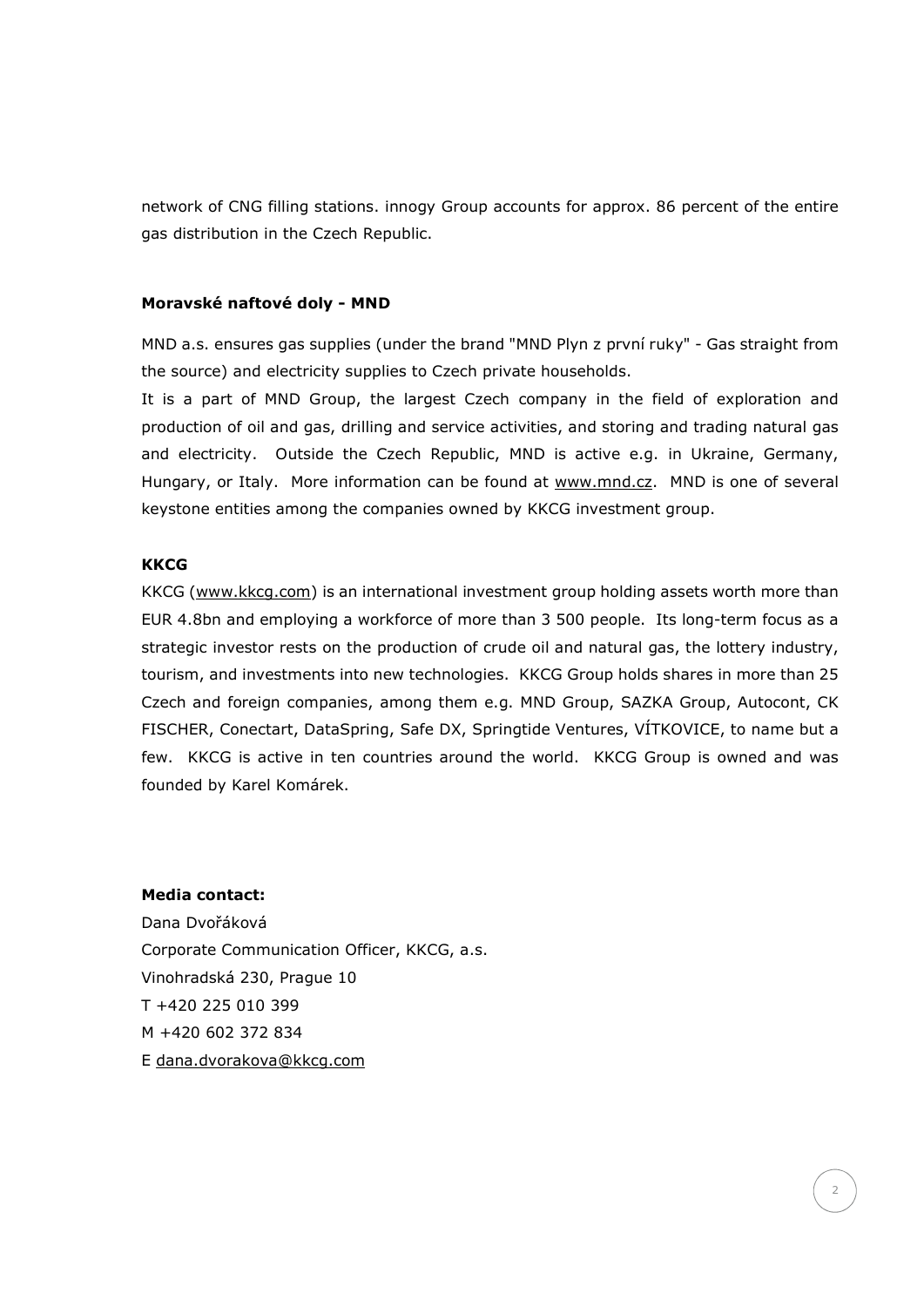network of CNG filling stations. innogy Group accounts for approx. 86 percent of the entire gas distribution in the Czech Republic.

**Moravské naftové doly - MND**

MND a.s. ensures gas supplies (under the brand "MND Plyn z první ruky" - Gas straight from the source) and electricity supplies to Czech private households.

It is a part of MND Group, the largest Czech company in the field of exploration and production of oil and gas, drilling and service activities, and storing and trading natural gas and electricity. Outside the Czech Republic, MND is active e.g. in Ukraine, Germany, Hungary, or Italy. More information can be found at www.mnd.cz. MND is one of several keystone entities among the companies owned by KKCG investment group.

**KKCG**

KKCG (www.kkcg.com) is an international investment group holding assets worth more than EUR 4.8bn and employing a workforce of more than 3 500 people. Its long-term focus as a strategic investor rests on the production of crude oil and natural gas, the lottery industry, tourism, and investments into new technologies. KKCG Group holds shares in more than 25 Czech and foreign companies, among them e.g. MND Group, SAZKA Group, Autocont, CK FISCHER, Conectart, DataSpring, Safe DX, Springtide Ventures, VÍTKOVICE, to name but a few. KKCG is active in ten countries around the world. KKCG Group is owned and was founded by Karel Komárek.

**Media contact:**

Dana Dvořáková
Corporate Communication Officer, KKCG, a.s.
Vinohradská 230, Prague 10
T +420 225 010 399
M +420 602 372 834
E dana.dvorakova@kkcg.com